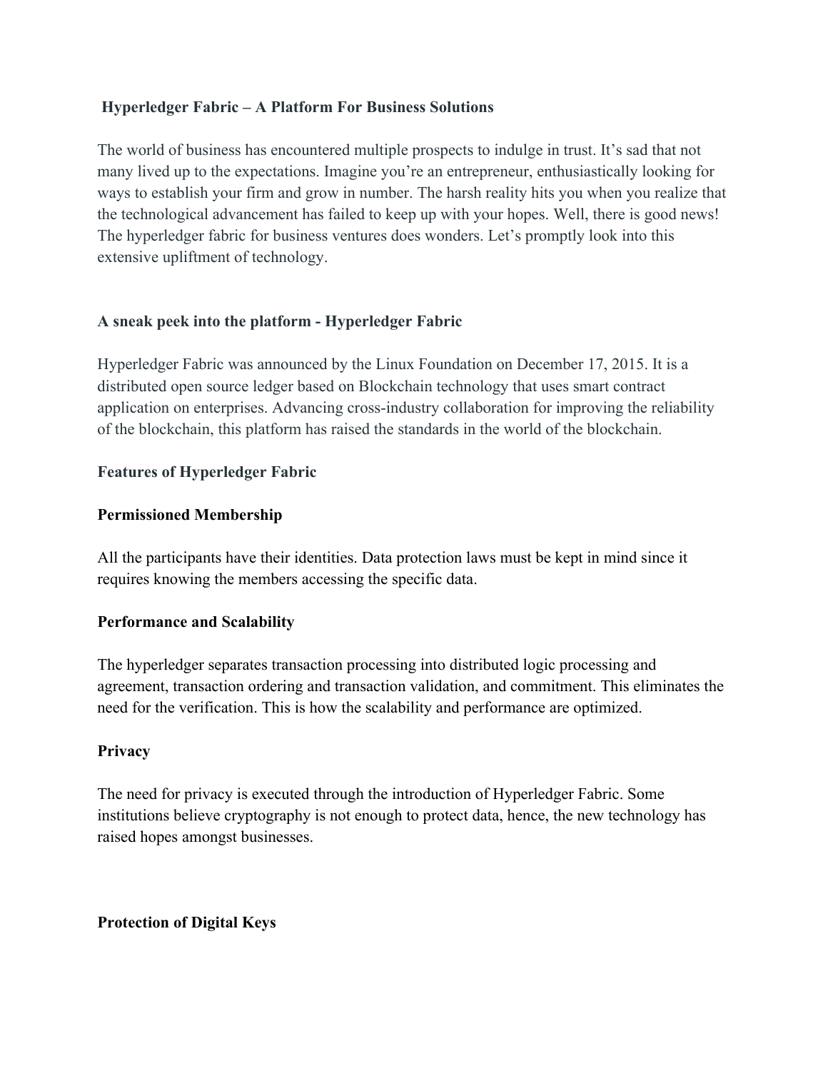# Hyperledger Fabric – A Platform For Business Solutions

The world of business has encountered multiple prospects to indulge in trust. It's sad that not many lived up to the expectations. Imagine you're an entrepreneur, enthusiastically looking for ways to establish your firm and grow in number. The harsh reality hits you when you realize that the technological advancement has failed to keep up with your hopes. Well, there is good news! The hyperledger fabric for business ventures does wonders. Let's promptly look into this extensive upliftment of technology.

## A sneak peek into the platform - Hyperledger Fabric

Hyperledger Fabric was announced by the Linux Foundation on December 17, 2015. It is a distributed open source ledger based on Blockchain technology that uses smart contract application on enterprises. Advancing cross-industry collaboration for improving the reliability of the blockchain, this platform has raised the standards in the world of the blockchain.

## Features of Hyperledger Fabric

### Permissioned Membership

All the participants have their identities. Data protection laws must be kept in mind since it requires knowing the members accessing the specific data.

### Performance and Scalability

The hyperledger separates transaction processing into distributed logic processing and agreement, transaction ordering and transaction validation, and commitment. This eliminates the need for the verification. This is how the scalability and performance are optimized.

### Privacy

The need for privacy is executed through the introduction of Hyperledger Fabric. Some institutions believe cryptography is not enough to protect data, hence, the new technology has raised hopes amongst businesses.

### Protection of Digital Keys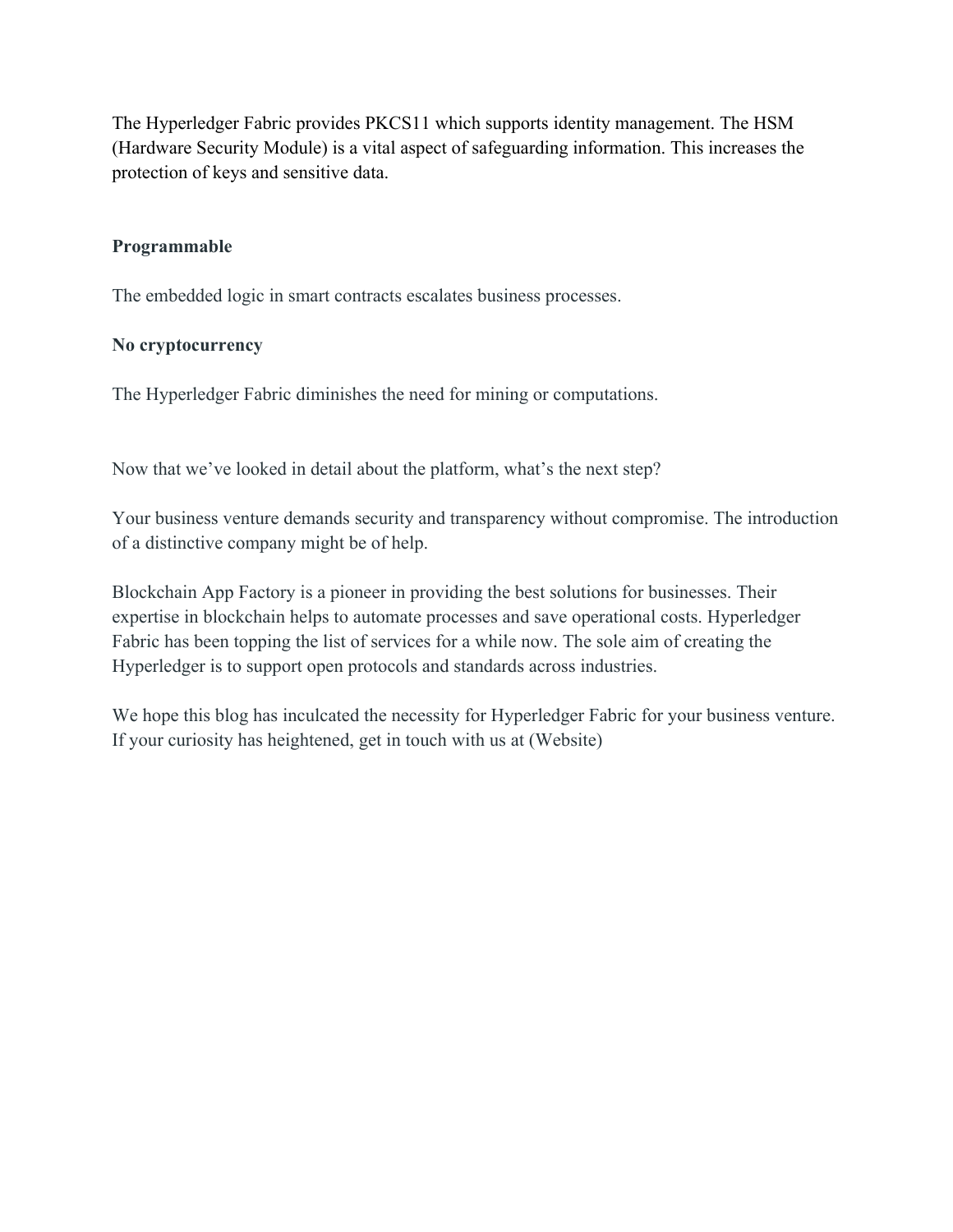The Hyperledger Fabric provides PKCS11 which supports identity management. The HSM (Hardware Security Module) is a vital aspect of safeguarding information. This increases the protection of keys and sensitive data.

**Programmable**

The embedded logic in smart contracts escalates business processes.

**No cryptocurrency**

The Hyperledger Fabric diminishes the need for mining or computations.

Now that we've looked in detail about the platform, what's the next step?

Your business venture demands security and transparency without compromise. The introduction of a distinctive company might be of help.

Blockchain App Factory is a pioneer in providing the best solutions for businesses. Their expertise in blockchain helps to automate processes and save operational costs. Hyperledger Fabric has been topping the list of services for a while now. The sole aim of creating the Hyperledger is to support open protocols and standards across industries.

We hope this blog has inculcated the necessity for Hyperledger Fabric for your business venture. If your curiosity has heightened, get in touch with us at (Website)